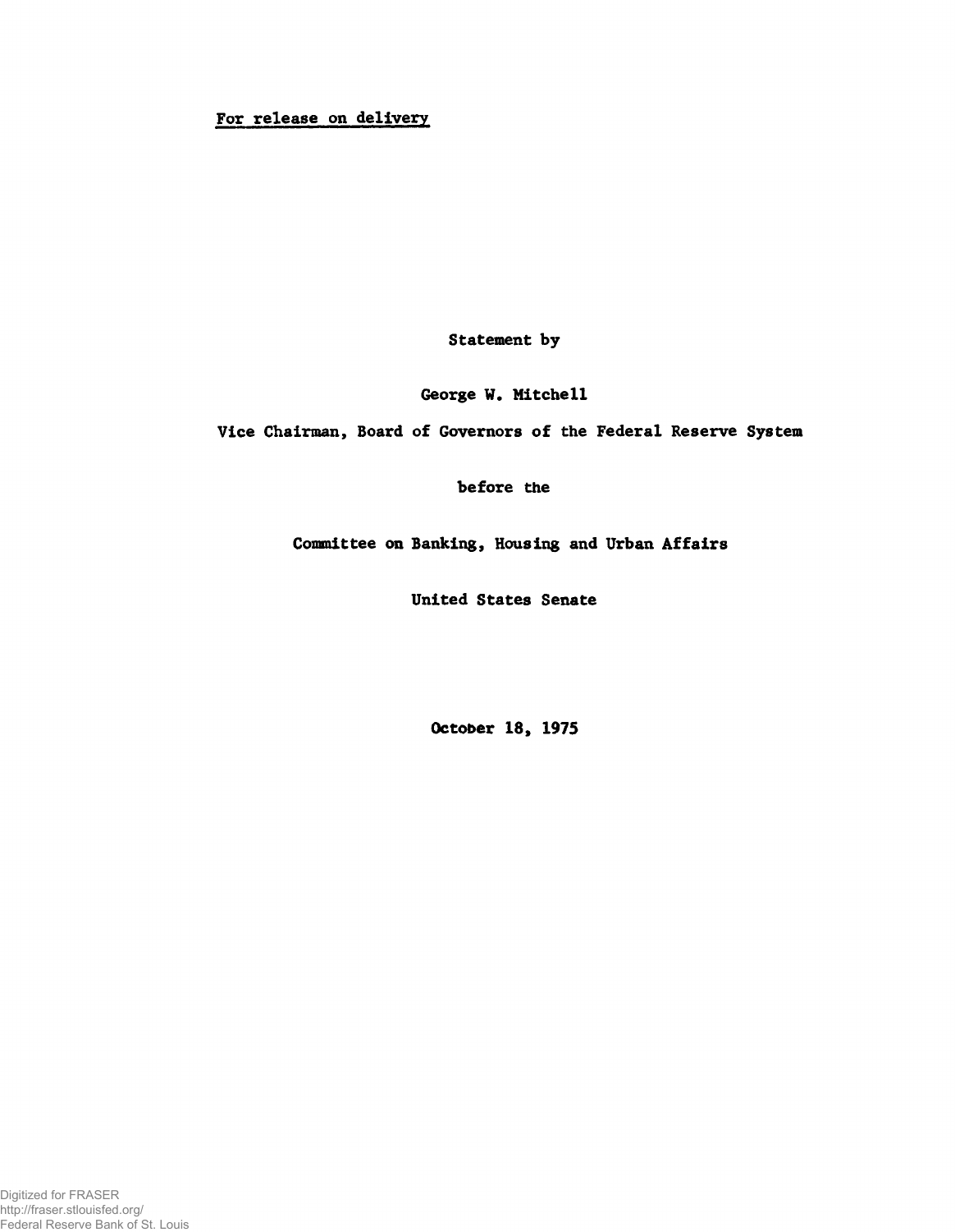For release on delivery

Statement by

George W. Mitchell

Vice Chairman, Board of Governors of the Federal Reserve System

before the

Committee on Banking, Housing and Urban Affairs

United States Senate

October 18, 1975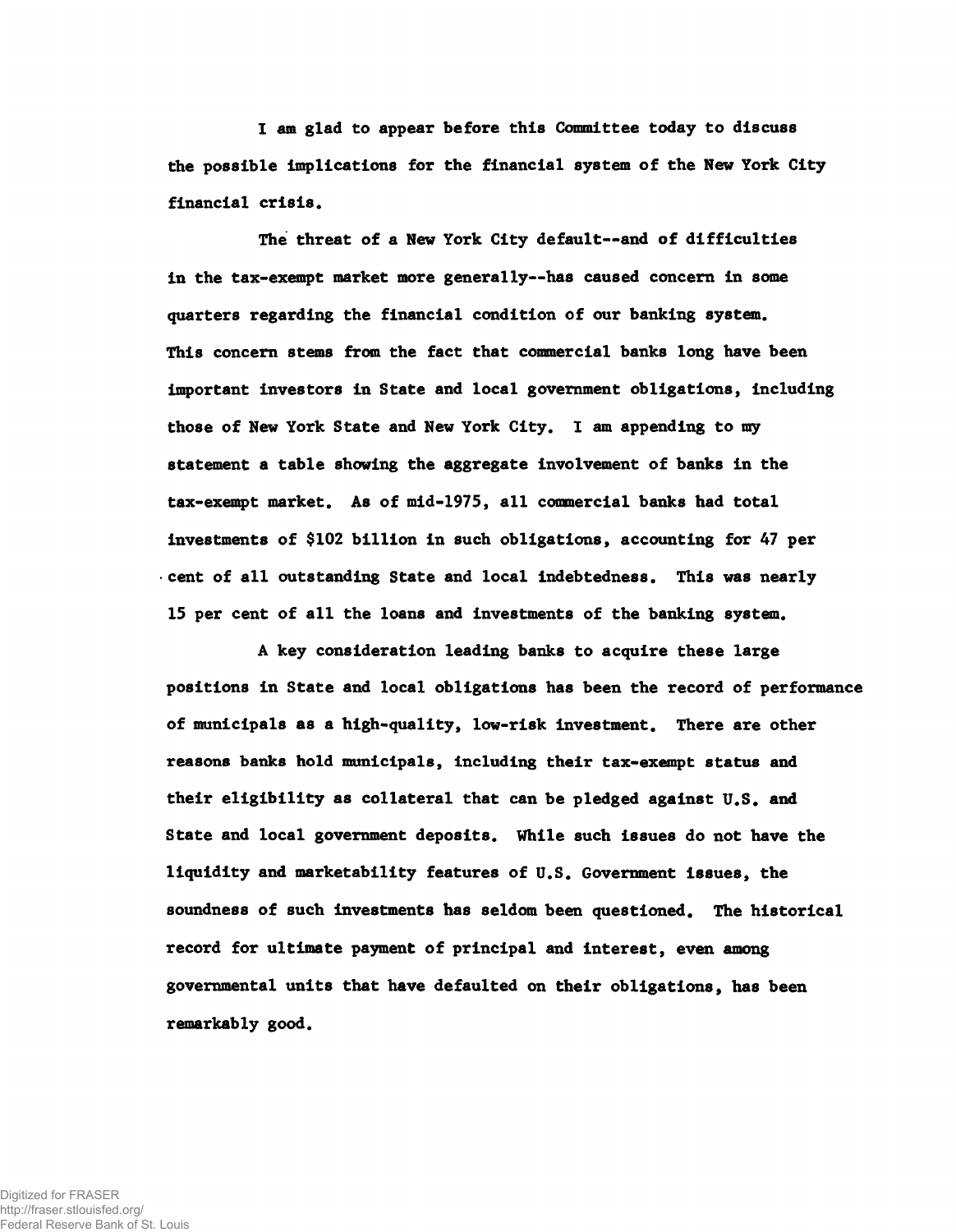I am glad to appear before this Committee today to discuss the possible implications for the financial system of the New York City financial crisis.

The threat of a New York City default--and of difficulties in the tax-exempt market more generally--has caused concern in some quarters regarding the financial condition of our banking system. This concern stems from the fact that commercial banks long have been important investors in State and local government obligations, including those of New York State and New York City. I am appending to my statement a table showing the aggregate involvement of banks in the tax-exempt market. As of mid-1975, all commercial banks had total investments of $102 billion in such obligations, accounting for 47 per cent of all outstanding State and local indebtedness. This was nearly 15 per cent of all the loans and investments of the banking system.

A key consideration leading banks to acquire these large positions in State and local obligations has been the record of performance of municipals as a high-quality, low-risk investment. There are other reasons banks hold municipals, including their tax-exempt status and their eligibility as collateral that can be pledged against U.S. and State and local government deposits. While such issues do not have the liquidity and marketability features of U.S. Government issues, the soundness of such investments has seldom been questioned. The historical record for ultimate payment of principal and interest, even among governmental units that have defaulted on their obligations, has been remarkably good.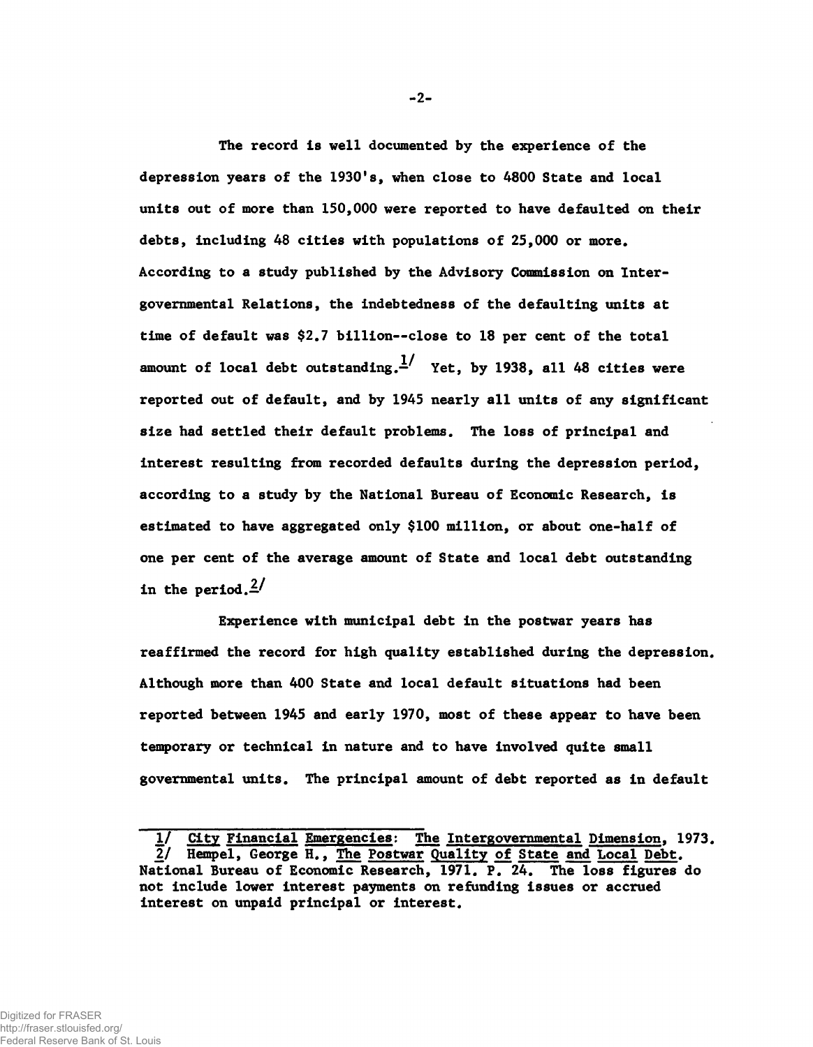The record is well documented by the experience of the depression years of the 1930's, when close to 4800 State and local units out of more than 150,000 were reported to have defaulted on their debts, including 48 cities with populations of 25,000 or more. According to a study published by the Advisory Commission on Intergovernmental Relations, the indebtedness of the defaulting units at time of default was $2.7 billion--close to 18 per cent of the total amount of local debt outstanding.[1] Yet, by 1938, all 48 cities were reported out of default, and by 1945 nearly all units of any significant size had settled their default problems. The loss of principal and interest resulting from recorded defaults during the depression period, according to a study by the National Bureau of Economic Research, is estimated to have aggregated only $100 million, or about one-half of one per cent of the average amount of State and local debt outstanding in the period.[2]

Experience with municipal debt in the postwar years has reaffirmed the record for high quality established during the depression. Although more than 400 State and local default situations had been reported between 1945 and early 1970, most of these appear to have been temporary or technical in nature and to have involved quite small governmental units. The principal amount of debt reported as in default

---

1/ City Financial Emergencies: The Intergovernmental Dimension, 1973.

2/ Hempel, George H., The Postwar Quality of State and Local Debt. National Bureau of Economic Research, 1971. P. 24. The loss figures do not include lower interest payments on refunding issues or accrued interest on unpaid principal or interest.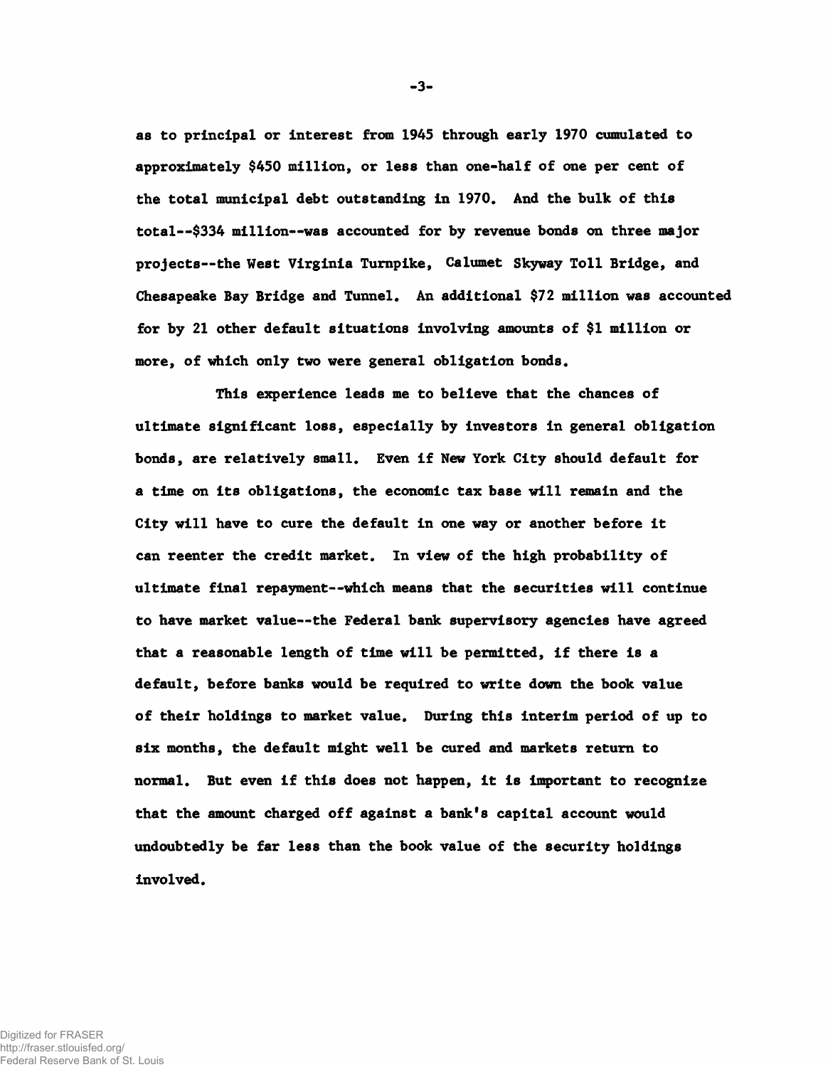as to principal or interest from 1945 through early 1970 cumulated to approximately $450 million, or less than one-half of one per cent of the total municipal debt outstanding in 1970. And the bulk of this total--$334 million--was accounted for by revenue bonds on three major projects--the West Virginia Turnpike, Calumet Skyway Toll Bridge, and Chesapeake Bay Bridge and Tunnel. An additional $72 million was accounted for by 21 other default situations involving amounts of $1 million or more, of which only two were general obligation bonds.

This experience leads me to believe that the chances of ultimate significant loss, especially by investors in general obligation bonds, are relatively small. Even if New York City should default for a time on its obligations, the economic tax base will remain and the City will have to cure the default in one way or another before it can reenter the credit market. In view of the high probability of ultimate final repayment--which means that the securities will continue to have market value--the Federal bank supervisory agencies have agreed that a reasonable length of time will be permitted, if there is a default, before banks would be required to write down the book value of their holdings to market value. During this interim period of up to six months, the default might well be cured and markets return to normal. But even if this does not happen, it is important to recognize that the amount charged off against a bank's capital account would undoubtedly be far less than the book value of the security holdings involved.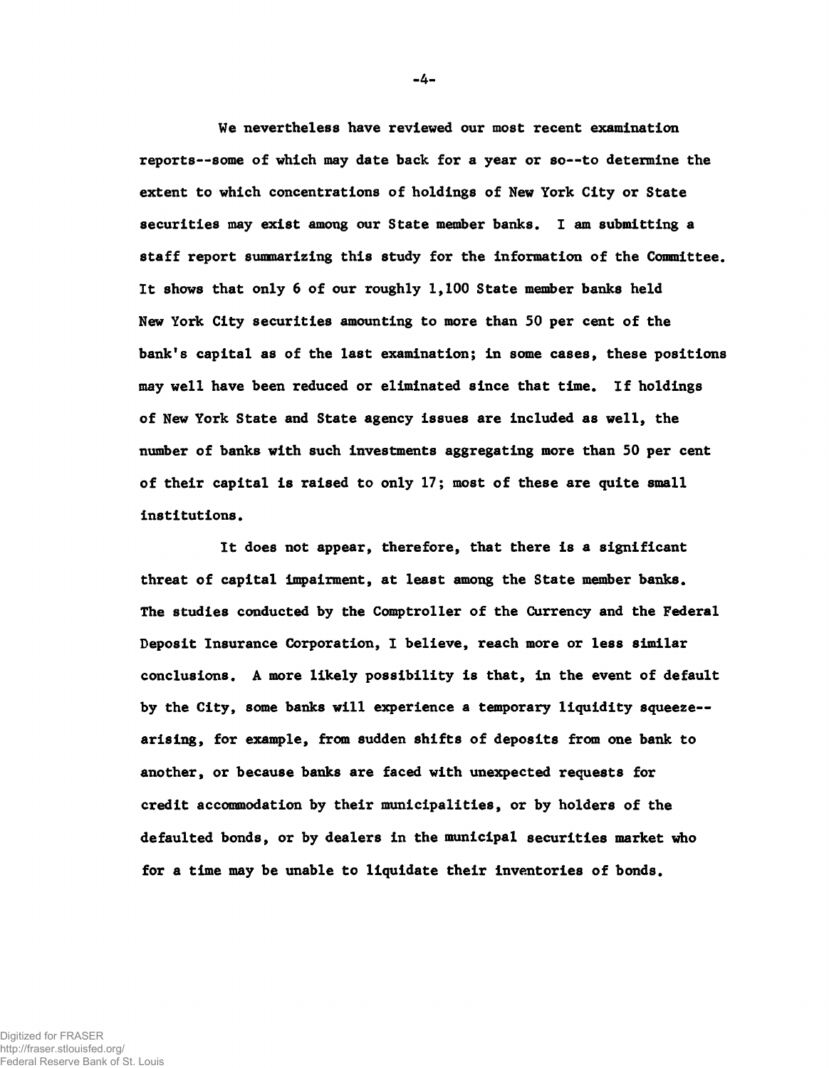We nevertheless have reviewed our most recent examination reports--some of which may date back for a year or so--to determine the extent to which concentrations of holdings of New York City or State securities may exist among our State member banks. I am submitting a staff report summarizing this study for the information of the Committee. It shows that only 6 of our roughly 1,100 State member banks held New York City securities amounting to more than 50 per cent of the bank's capital as of the last examination; in some cases, these positions may well have been reduced or eliminated since that time. If holdings of New York State and State agency issues are included as well, the number of banks with such investments aggregating more than 50 per cent of their capital is raised to only 17; most of these are quite small institutions.

It does not appear, therefore, that there is a significant threat of capital impairment, at least among the State member banks. The studies conducted by the Comptroller of the Currency and the Federal Deposit Insurance Corporation, I believe, reach more or less similar conclusions. A more likely possibility is that, in the event of default by the City, some banks will experience a temporary liquidity squeeze--arising, for example, from sudden shifts of deposits from one bank to another, or because banks are faced with unexpected requests for credit accommodation by their municipalities, or by holders of the defaulted bonds, or by dealers in the municipal securities market who for a time may be unable to liquidate their inventories of bonds.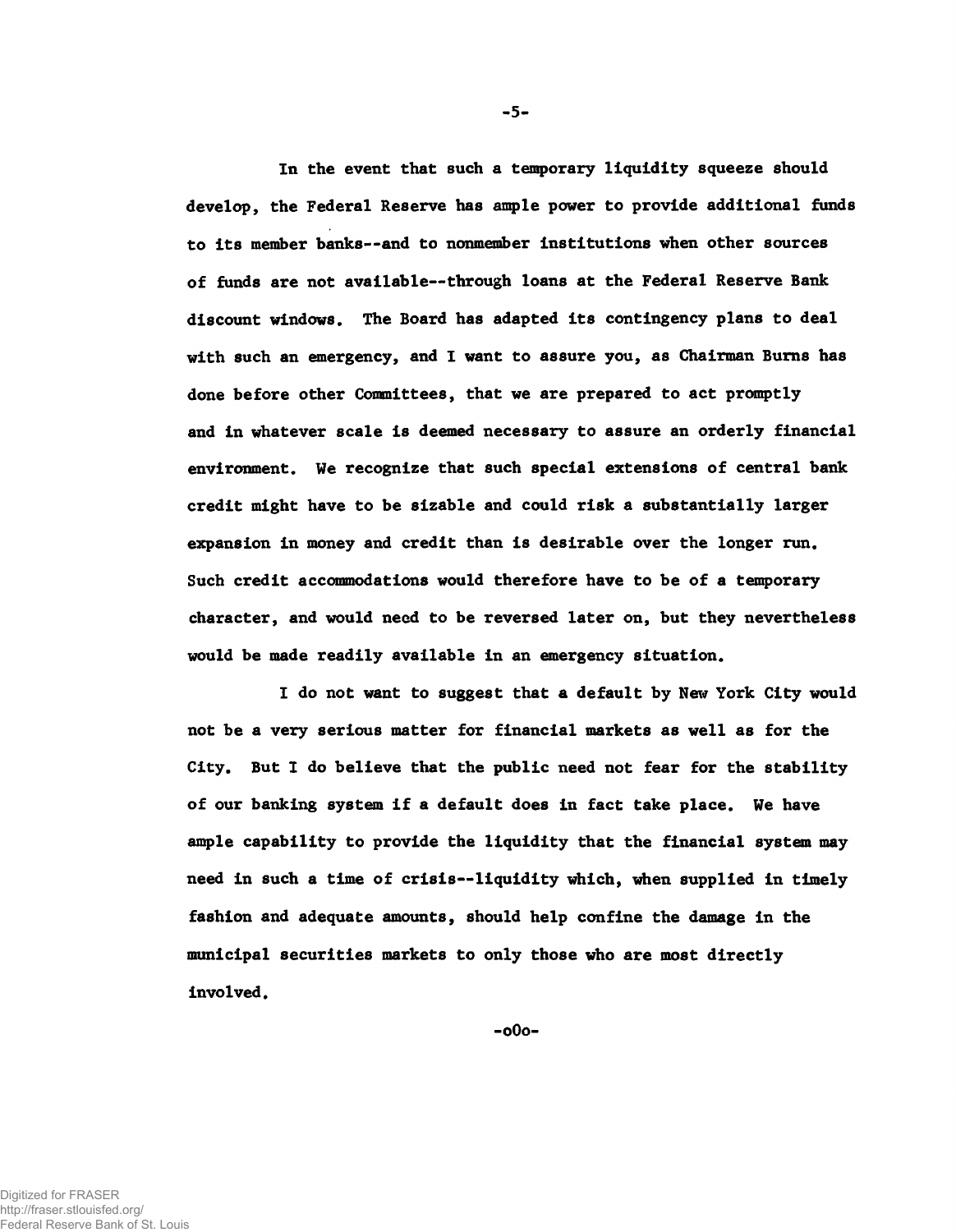In the event that such a temporary liquidity squeeze should develop, the Federal Reserve has ample power to provide additional funds to its member banks--and to nonmember institutions when other sources of funds are not available--through loans at the Federal Reserve Bank discount windows. The Board has adapted its contingency plans to deal with such an emergency, and I want to assure you, as Chairman Burns has done before other Committees, that we are prepared to act promptly and in whatever scale is deemed necessary to assure an orderly financial environment. We recognize that such special extensions of central bank credit might have to be sizable and could risk a substantially larger expansion in money and credit than is desirable over the longer run. Such credit accommodations would therefore have to be of a temporary character, and would need to be reversed later on, but they nevertheless would be made readily available in an emergency situation.

I do not want to suggest that a default by New York City would not be a very serious matter for financial markets as well as for the City. But I do believe that the public need not fear for the stability of our banking system if a default does in fact take place. We have ample capability to provide the liquidity that the financial system may need in such a time of crisis--liquidity which, when supplied in timely fashion and adequate amounts, should help confine the damage in the municipal securities markets to only those who are most directly involved.

-o0o-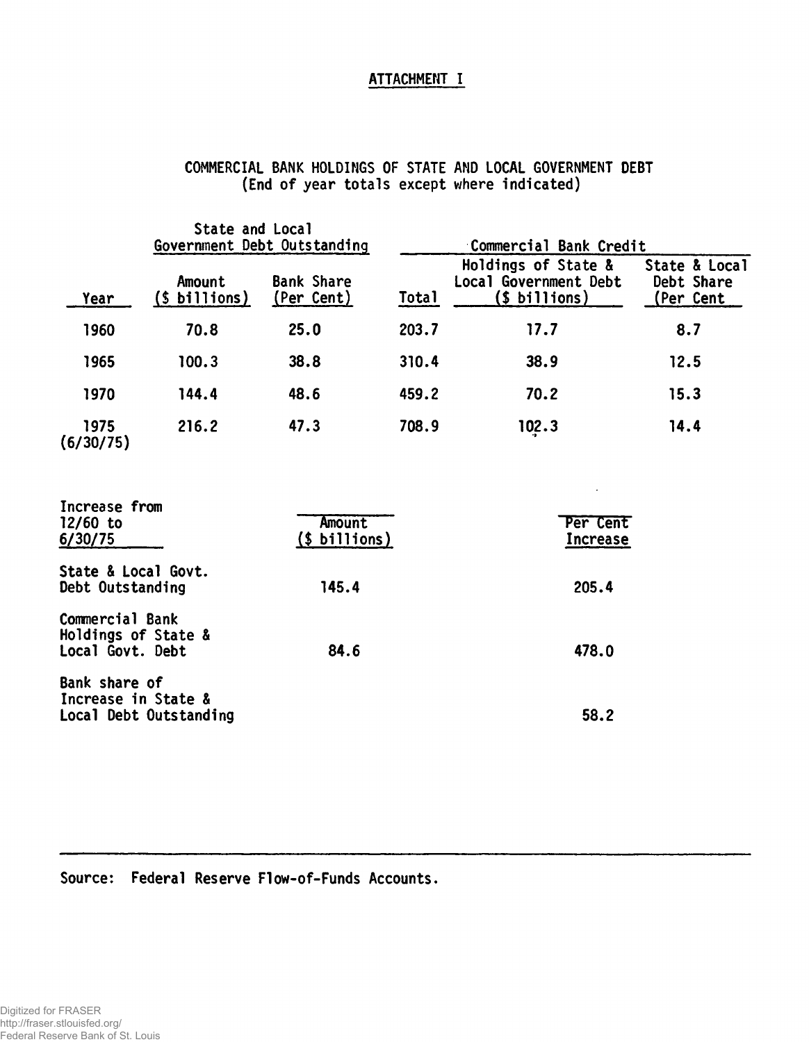ATTACHMENT I

# COMMERCIAL BANK HOLDINGS OF STATE AND LOCAL GOVERNMENT DEBT
(End of year totals except where indicated)

| | State and Local Government Debt Outstanding | | Commercial Bank Credit | | |
|---|---|---|---|---|---|
| Year | Amount ($ billions) | Bank Share (Per Cent) | Total | Holdings of State & Local Government Debt ($ billions) | State & Local Debt Share (Per Cent |
| 1960 | 70.8 | 25.0 | 203.7 | 17.7 | 8.7 |
| 1965 | 100.3 | 38.8 | 310.4 | 38.9 | 12.5 |
| 1970 | 144.4 | 48.6 | 459.2 | 70.2 | 15.3 |
| 1975 (6/30/75) | 216.2 | 47.3 | 708.9 | 102.3 | 14.4 |

| Increase from 12/60 to 6/30/75 | Amount ($ billions) | Per Cent Increase |
|---|---|---|
| State & Local Govt. Debt Outstanding | 145.4 | 205.4 |
| Commercial Bank Holdings of State & Local Govt. Debt | 84.6 | 478.0 |
| Bank share of Increase in State & Local Debt Outstanding | | 58.2 |

Source: Federal Reserve Flow-of-Funds Accounts.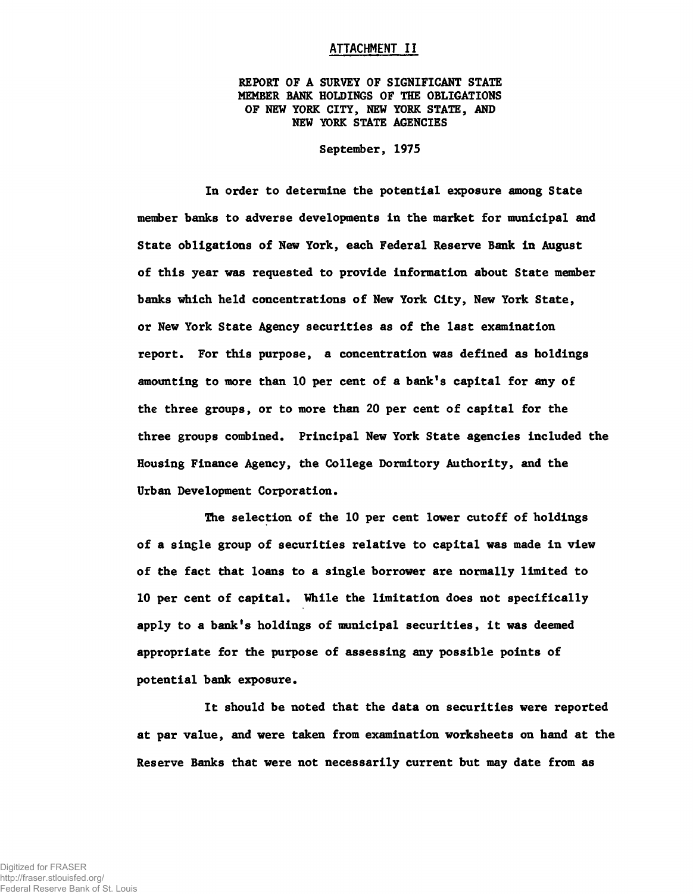## ATTACHMENT II

### REPORT OF A SURVEY OF SIGNIFICANT STATE MEMBER BANK HOLDINGS OF THE OBLIGATIONS OF NEW YORK CITY, NEW YORK STATE, AND NEW YORK STATE AGENCIES

September, 1975

In order to determine the potential exposure among State member banks to adverse developments in the market for municipal and State obligations of New York, each Federal Reserve Bank in August of this year was requested to provide information about State member banks which held concentrations of New York City, New York State, or New York State Agency securities as of the last examination report. For this purpose, a concentration was defined as holdings amounting to more than 10 per cent of a bank's capital for any of the three groups, or to more than 20 per cent of capital for the three groups combined. Principal New York State agencies included the Housing Finance Agency, the College Dormitory Authority, and the Urban Development Corporation.

The selection of the 10 per cent lower cutoff of holdings of a single group of securities relative to capital was made in view of the fact that loans to a single borrower are normally limited to 10 per cent of capital. While the limitation does not specifically apply to a bank's holdings of municipal securities, it was deemed appropriate for the purpose of assessing any possible points of potential bank exposure.

It should be noted that the data on securities were reported at par value, and were taken from examination worksheets on hand at the Reserve Banks that were not necessarily current but may date from as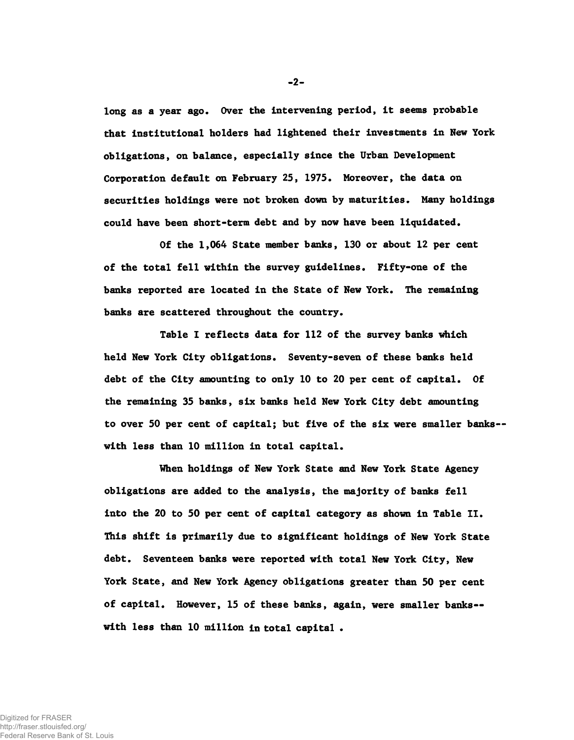long as a year ago. Over the intervening period, it seems probable that institutional holders had lightened their investments in New York obligations, on balance, especially since the Urban Development Corporation default on February 25, 1975. Moreover, the data on securities holdings were not broken down by maturities. Many holdings could have been short-term debt and by now have been liquidated.

Of the 1,064 State member banks, 130 or about 12 per cent of the total fell within the survey guidelines. Fifty-one of the banks reported are located in the State of New York. The remaining banks are scattered throughout the country.

Table I reflects data for 112 of the survey banks which held New York City obligations. Seventy-seven of these banks held debt of the City amounting to only 10 to 20 per cent of capital. Of the remaining 35 banks, six banks held New York City debt amounting to over 50 per cent of capital; but five of the six were smaller banks--with less than 10 million in total capital.

When holdings of New York State and New York State Agency obligations are added to the analysis, the majority of banks fell into the 20 to 50 per cent of capital category as shown in Table II. This shift is primarily due to significant holdings of New York State debt. Seventeen banks were reported with total New York City, New York State, and New York Agency obligations greater than 50 per cent of capital. However, 15 of these banks, again, were smaller banks--with less than 10 million in total capital.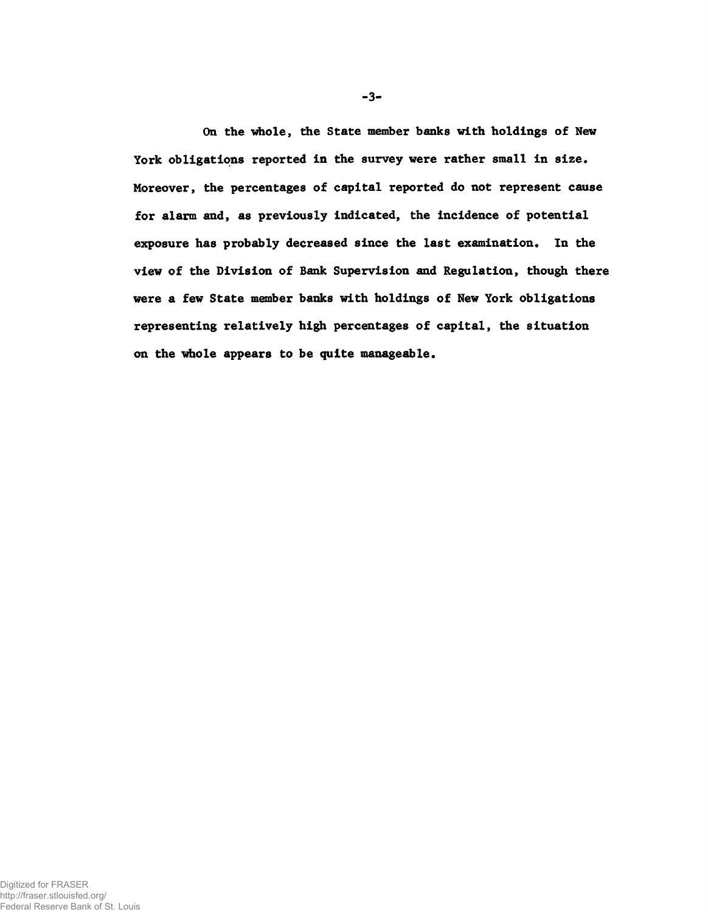On the whole, the State member banks with holdings of New York obligations reported in the survey were rather small in size. Moreover, the percentages of capital reported do not represent cause for alarm and, as previously indicated, the incidence of potential exposure has probably decreased since the last examination. In the view of the Division of Bank Supervision and Regulation, though there were a few State member banks with holdings of New York obligations representing relatively high percentages of capital, the situation on the whole appears to be quite manageable.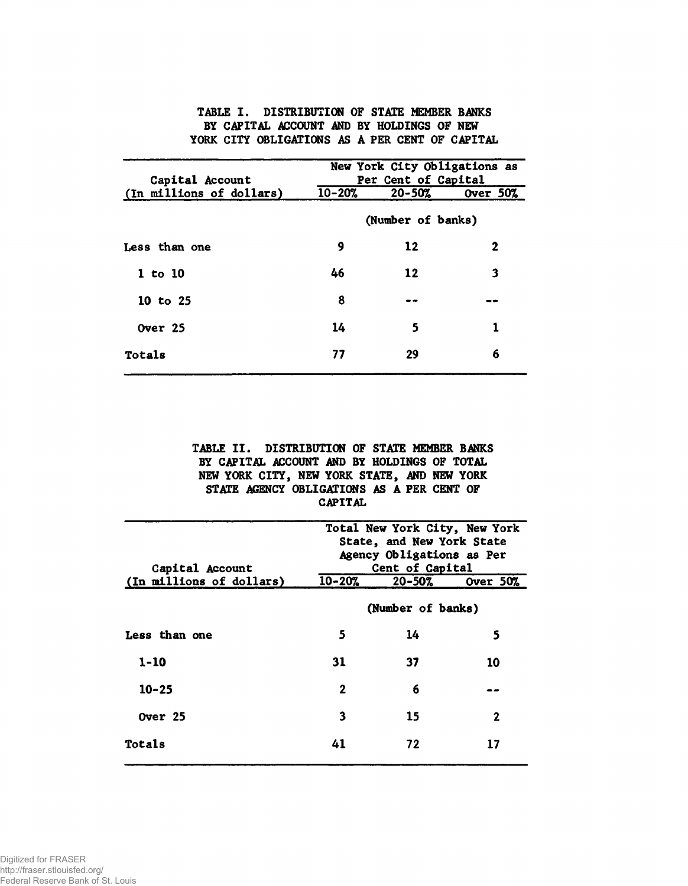TABLE I. DISTRIBUTION OF STATE MEMBER BANKS BY CAPITAL ACCOUNT AND BY HOLDINGS OF NEW YORK CITY OBLIGATIONS AS A PER CENT OF CAPITAL

| Capital Account (In millions of dollars) | New York City Obligations as Per Cent of Capital | | |
|---|---|---|---|
| | 10-20% | 20-50% | Over 50% |
| | (Number of banks) | | |
| Less than one | 9 | 12 | 2 |
| 1 to 10 | 46 | 12 | 3 |
| 10 to 25 | 8 | -- | -- |
| Over 25 | 14 | 5 | 1 |
| Totals | 77 | 29 | 6 |

TABLE II. DISTRIBUTION OF STATE MEMBER BANKS BY CAPITAL ACCOUNT AND BY HOLDINGS OF TOTAL NEW YORK CITY, NEW YORK STATE, AND NEW YORK STATE AGENCY OBLIGATIONS AS A PER CENT OF CAPITAL

| Capital Account (In millions of dollars) | Total New York City, New York State, and New York State Agency Obligations as Per Cent of Capital | | |
|---|---|---|---|
| | 10-20% | 20-50% | Over 50% |
| | (Number of banks) | | |
| Less than one | 5 | 14 | 5 |
| 1-10 | 31 | 37 | 10 |
| 10-25 | 2 | 6 | -- |
| Over 25 | 3 | 15 | 2 |
| Totals | 41 | 72 | 17 |